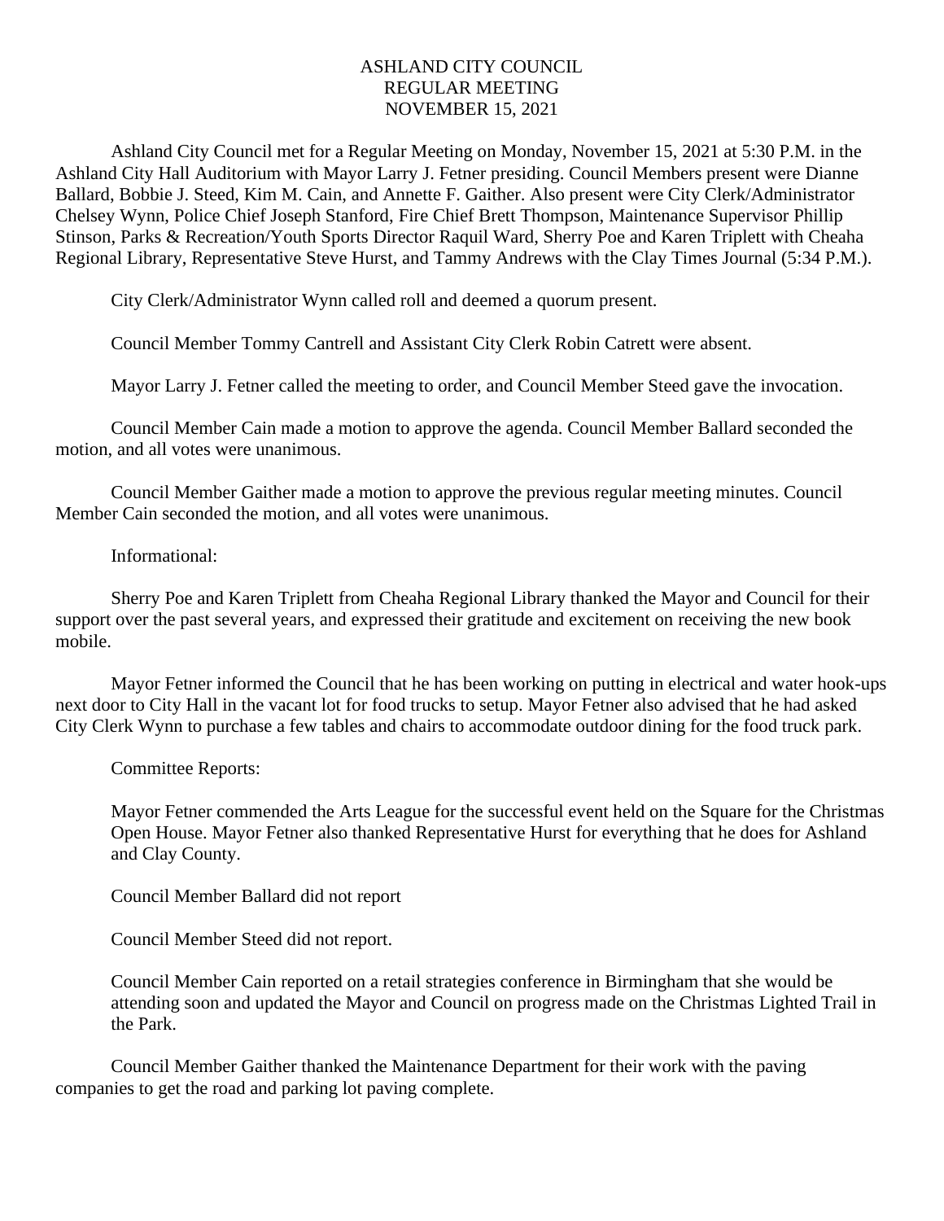# ASHLAND CITY COUNCIL
## REGULAR MEETING
## NOVEMBER 15, 2021

Ashland City Council met for a Regular Meeting on Monday, November 15, 2021 at 5:30 P.M. in the Ashland City Hall Auditorium with Mayor Larry J. Fetner presiding. Council Members present were Dianne Ballard, Bobbie J. Steed, Kim M. Cain, and Annette F. Gaither. Also present were City Clerk/Administrator Chelsey Wynn, Police Chief Joseph Stanford, Fire Chief Brett Thompson, Maintenance Supervisor Phillip Stinson, Parks & Recreation/Youth Sports Director Raquil Ward, Sherry Poe and Karen Triplett with Cheaha Regional Library, Representative Steve Hurst, and Tammy Andrews with the Clay Times Journal (5:34 P.M.).

City Clerk/Administrator Wynn called roll and deemed a quorum present.

Council Member Tommy Cantrell and Assistant City Clerk Robin Catrett were absent.

Mayor Larry J. Fetner called the meeting to order, and Council Member Steed gave the invocation.

Council Member Cain made a motion to approve the agenda. Council Member Ballard seconded the motion, and all votes were unanimous.

Council Member Gaither made a motion to approve the previous regular meeting minutes. Council Member Cain seconded the motion, and all votes were unanimous.

Informational:

Sherry Poe and Karen Triplett from Cheaha Regional Library thanked the Mayor and Council for their support over the past several years, and expressed their gratitude and excitement on receiving the new book mobile.

Mayor Fetner informed the Council that he has been working on putting in electrical and water hook-ups next door to City Hall in the vacant lot for food trucks to setup. Mayor Fetner also advised that he had asked City Clerk Wynn to purchase a few tables and chairs to accommodate outdoor dining for the food truck park.

Committee Reports:

Mayor Fetner commended the Arts League for the successful event held on the Square for the Christmas Open House. Mayor Fetner also thanked Representative Hurst for everything that he does for Ashland and Clay County.

Council Member Ballard did not report

Council Member Steed did not report.

Council Member Cain reported on a retail strategies conference in Birmingham that she would be attending soon and updated the Mayor and Council on progress made on the Christmas Lighted Trail in the Park.

Council Member Gaither thanked the Maintenance Department for their work with the paving companies to get the road and parking lot paving complete.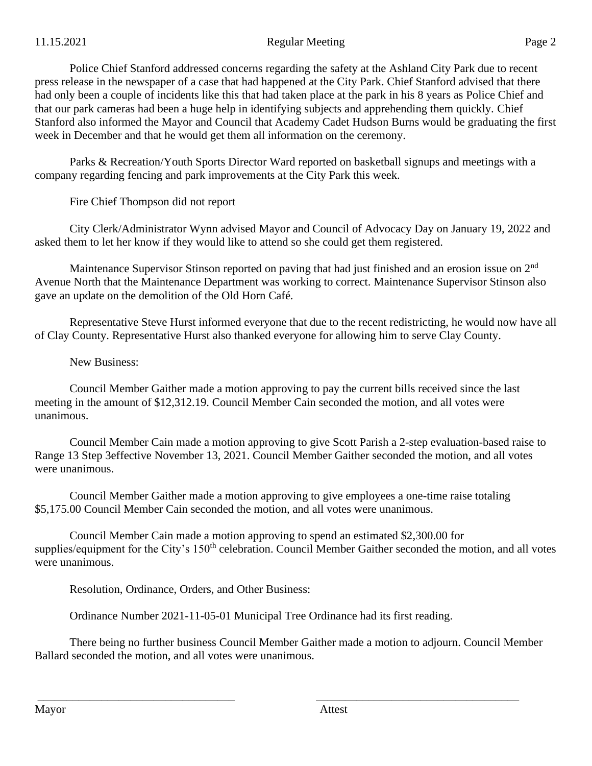Police Chief Stanford addressed concerns regarding the safety at the Ashland City Park due to recent press release in the newspaper of a case that had happened at the City Park. Chief Stanford advised that there had only been a couple of incidents like this that had taken place at the park in his 8 years as Police Chief and that our park cameras had been a huge help in identifying subjects and apprehending them quickly. Chief Stanford also informed the Mayor and Council that Academy Cadet Hudson Burns would be graduating the first week in December and that he would get them all information on the ceremony.

Parks & Recreation/Youth Sports Director Ward reported on basketball signups and meetings with a company regarding fencing and park improvements at the City Park this week.

Fire Chief Thompson did not report

City Clerk/Administrator Wynn advised Mayor and Council of Advocacy Day on January 19, 2022 and asked them to let her know if they would like to attend so she could get them registered.

Maintenance Supervisor Stinson reported on paving that had just finished and an erosion issue on 2nd Avenue North that the Maintenance Department was working to correct. Maintenance Supervisor Stinson also gave an update on the demolition of the Old Horn Café.

Representative Steve Hurst informed everyone that due to the recent redistricting, he would now have all of Clay County. Representative Hurst also thanked everyone for allowing him to serve Clay County.

New Business:

Council Member Gaither made a motion approving to pay the current bills received since the last meeting in the amount of $12,312.19. Council Member Cain seconded the motion, and all votes were unanimous.

Council Member Cain made a motion approving to give Scott Parish a 2-step evaluation-based raise to Range 13 Step 3effective November 13, 2021. Council Member Gaither seconded the motion, and all votes were unanimous.

Council Member Gaither made a motion approving to give employees a one-time raise totaling $5,175.00 Council Member Cain seconded the motion, and all votes were unanimous.

Council Member Cain made a motion approving to spend an estimated $2,300.00 for supplies/equipment for the City's 150th celebration. Council Member Gaither seconded the motion, and all votes were unanimous.

Resolution, Ordinance, Orders, and Other Business:

Ordinance Number 2021-11-05-01 Municipal Tree Ordinance had its first reading.

There being no further business Council Member Gaither made a motion to adjourn. Council Member Ballard seconded the motion, and all votes were unanimous.

\_\_\_\_\_\_\_\_\_\_\_\_\_\_\_\_\_\_\_\_\_\_\_\_\_\_\_\_\_\_\_\_\_\_\_ \_\_\_\_\_\_\_\_\_\_\_\_\_\_\_\_\_\_\_\_\_\_\_\_\_\_\_\_\_\_\_\_\_\_\_

Mayor Attest